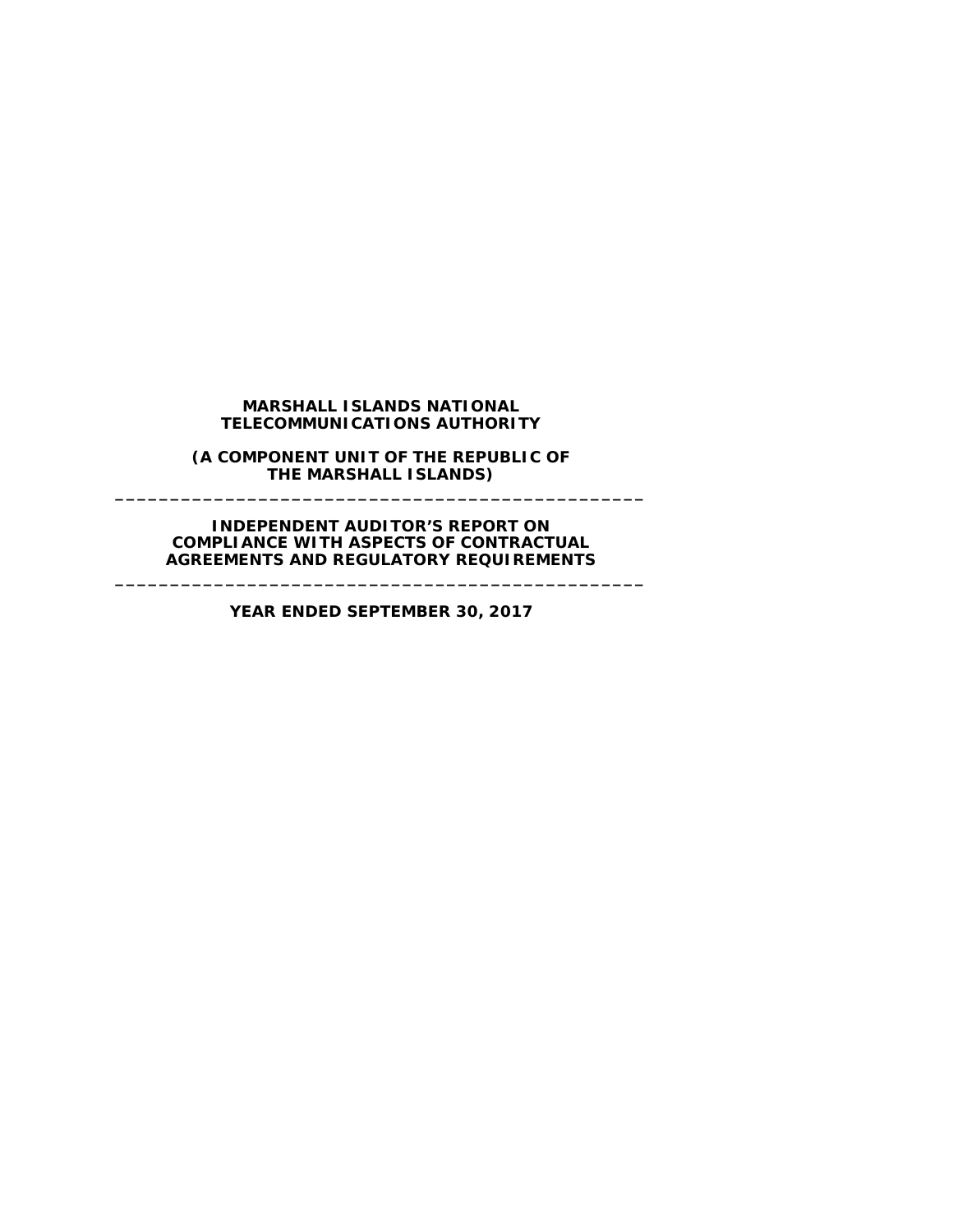**MARSHALL ISLANDS NATIONAL TELECOMMUNICATIONS AUTHORITY**

**(A COMPONENT UNIT OF THE REPUBLIC OF THE MARSHALL ISLANDS)**

---

**INDEPENDENT AUDITOR'S REPORT ON COMPLIANCE WITH ASPECTS OF CONTRACTUAL AGREEMENTS AND REGULATORY REQUIREMENTS**

---

**YEAR ENDED SEPTEMBER 30, 2017**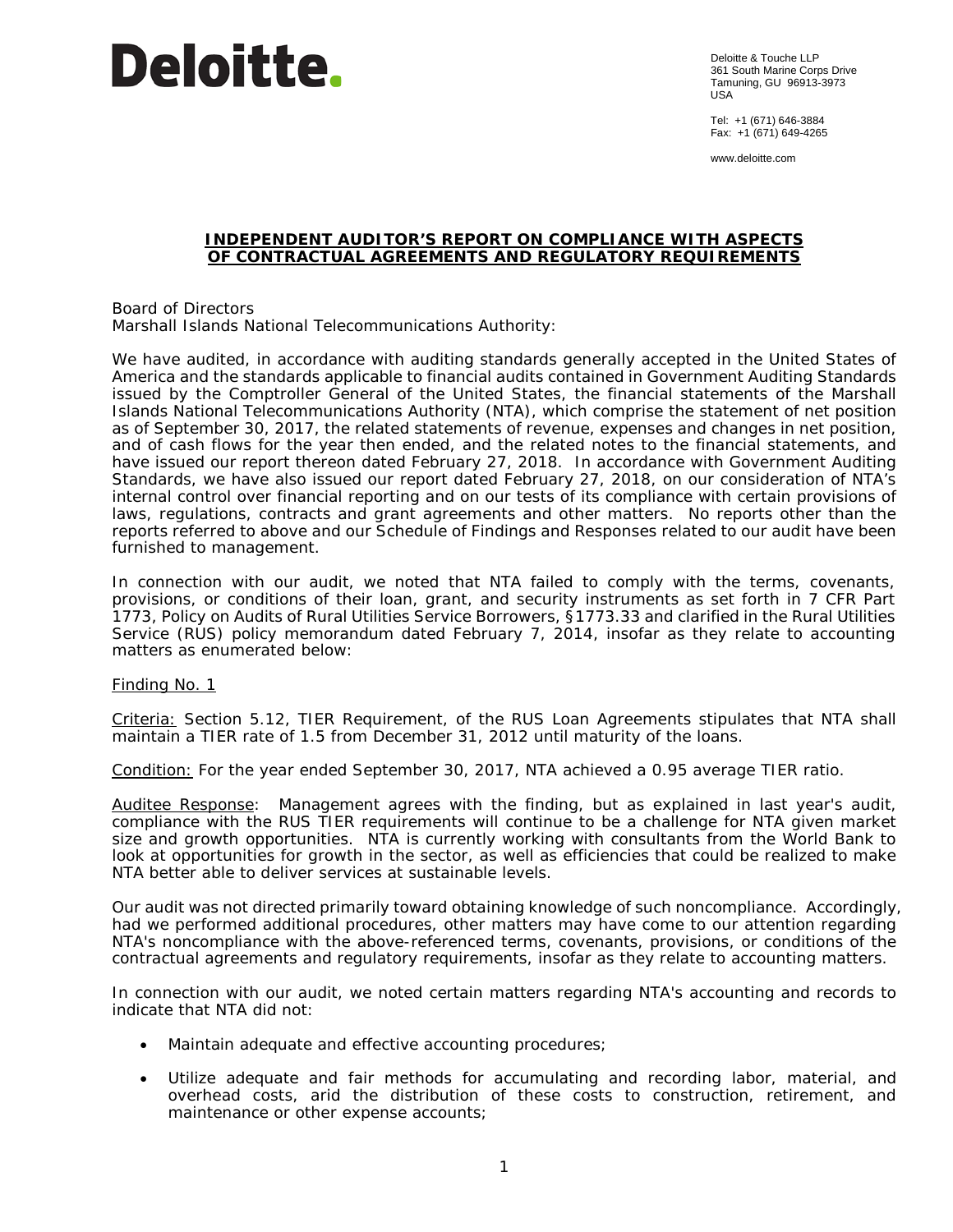Deloitte.

Deloitte & Touche LLP
361 South Marine Corps Drive
Tamuning, GU 96913-3973
USA

Tel: +1 (671) 646-3884
Fax: +1 (671) 649-4265

www.deloitte.com

## INDEPENDENT AUDITOR'S REPORT ON COMPLIANCE WITH ASPECTS OF CONTRACTUAL AGREEMENTS AND REGULATORY REQUIREMENTS

Board of Directors
Marshall Islands National Telecommunications Authority:

We have audited, in accordance with auditing standards generally accepted in the United States of America and the standards applicable to financial audits contained in Government Auditing Standards issued by the Comptroller General of the United States, the financial statements of the Marshall Islands National Telecommunications Authority (NTA), which comprise the statement of net position as of September 30, 2017, the related statements of revenue, expenses and changes in net position, and of cash flows for the year then ended, and the related notes to the financial statements, and have issued our report thereon dated February 27, 2018. In accordance with Government Auditing Standards, we have also issued our report dated February 27, 2018, on our consideration of NTA's internal control over financial reporting and on our tests of its compliance with certain provisions of laws, regulations, contracts and grant agreements and other matters. No reports other than the reports referred to above and our Schedule of Findings and Responses related to our audit have been furnished to management.

In connection with our audit, we noted that NTA failed to comply with the terms, covenants, provisions, or conditions of their loan, grant, and security instruments as set forth in 7 CFR Part 1773, Policy on Audits of Rural Utilities Service Borrowers, §1773.33 and clarified in the Rural Utilities Service (RUS) policy memorandum dated February 7, 2014, insofar as they relate to accounting matters as enumerated below:

Finding No. 1

Criteria: Section 5.12, TIER Requirement, of the RUS Loan Agreements stipulates that NTA shall maintain a TIER rate of 1.5 from December 31, 2012 until maturity of the loans.

Condition: For the year ended September 30, 2017, NTA achieved a 0.95 average TIER ratio.

Auditee Response: Management agrees with the finding, but as explained in last year's audit, compliance with the RUS TIER requirements will continue to be a challenge for NTA given market size and growth opportunities. NTA is currently working with consultants from the World Bank to look at opportunities for growth in the sector, as well as efficiencies that could be realized to make NTA better able to deliver services at sustainable levels.

Our audit was not directed primarily toward obtaining knowledge of such noncompliance. Accordingly, had we performed additional procedures, other matters may have come to our attention regarding NTA's noncompliance with the above-referenced terms, covenants, provisions, or conditions of the contractual agreements and regulatory requirements, insofar as they relate to accounting matters.

In connection with our audit, we noted certain matters regarding NTA's accounting and records to indicate that NTA did not:

- Maintain adequate and effective accounting procedures;
- Utilize adequate and fair methods for accumulating and recording labor, material, and overhead costs, arid the distribution of these costs to construction, retirement, and maintenance or other expense accounts;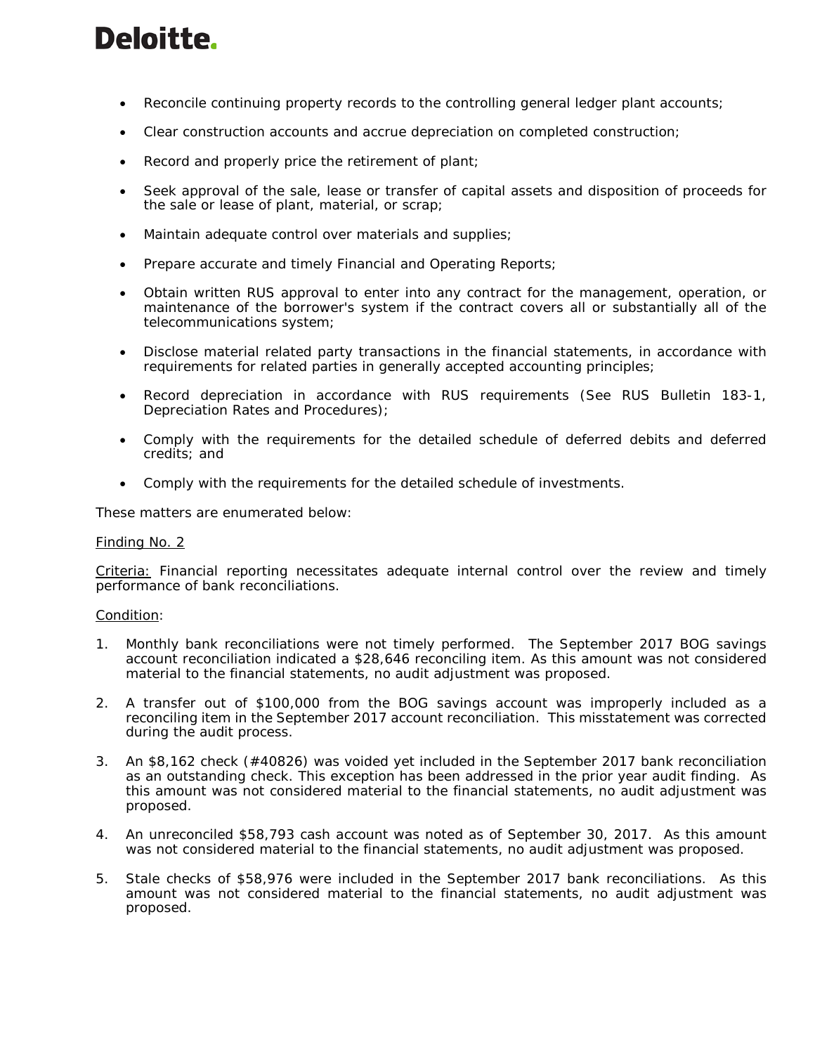- Reconcile continuing property records to the controlling general ledger plant accounts;
- Clear construction accounts and accrue depreciation on completed construction;
- Record and properly price the retirement of plant;
- Seek approval of the sale, lease or transfer of capital assets and disposition of proceeds for the sale or lease of plant, material, or scrap;
- Maintain adequate control over materials and supplies;
- Prepare accurate and timely Financial and Operating Reports;
- Obtain written RUS approval to enter into any contract for the management, operation, or maintenance of the borrower's system if the contract covers all or substantially all of the telecommunications system;
- Disclose material related party transactions in the financial statements, in accordance with requirements for related parties in generally accepted accounting principles;
- Record depreciation in accordance with RUS requirements (See RUS Bulletin 183-1, Depreciation Rates and Procedures);
- Comply with the requirements for the detailed schedule of deferred debits and deferred credits; and
- Comply with the requirements for the detailed schedule of investments.

These matters are enumerated below:

Finding No. 2

Criteria: Financial reporting necessitates adequate internal control over the review and timely performance of bank reconciliations.

Condition:

1. Monthly bank reconciliations were not timely performed. The September 2017 BOG savings account reconciliation indicated a $28,646 reconciling item. As this amount was not considered material to the financial statements, no audit adjustment was proposed.
2. A transfer out of $100,000 from the BOG savings account was improperly included as a reconciling item in the September 2017 account reconciliation. This misstatement was corrected during the audit process.
3. An $8,162 check (#40826) was voided yet included in the September 2017 bank reconciliation as an outstanding check. This exception has been addressed in the prior year audit finding. As this amount was not considered material to the financial statements, no audit adjustment was proposed.
4. An unreconciled $58,793 cash account was noted as of September 30, 2017. As this amount was not considered material to the financial statements, no audit adjustment was proposed.
5. Stale checks of $58,976 were included in the September 2017 bank reconciliations. As this amount was not considered material to the financial statements, no audit adjustment was proposed.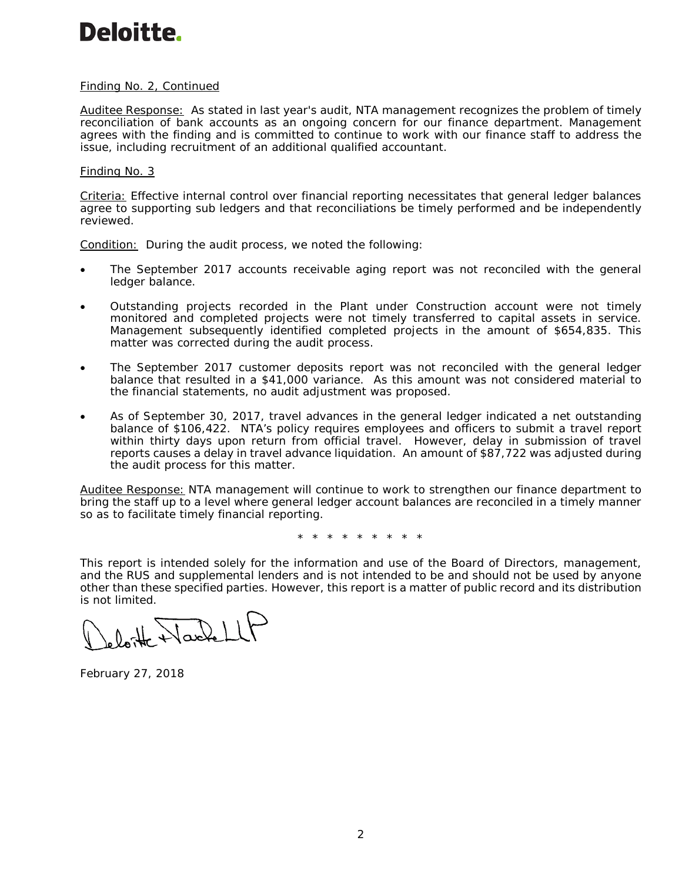Finding No. 2, Continued

Auditee Response: As stated in last year's audit, NTA management recognizes the problem of timely reconciliation of bank accounts as an ongoing concern for our finance department. Management agrees with the finding and is committed to continue to work with our finance staff to address the issue, including recruitment of an additional qualified accountant.

Finding No. 3

Criteria: Effective internal control over financial reporting necessitates that general ledger balances agree to supporting sub ledgers and that reconciliations be timely performed and be independently reviewed.

Condition: During the audit process, we noted the following:

- The September 2017 accounts receivable aging report was not reconciled with the general ledger balance.
- Outstanding projects recorded in the Plant under Construction account were not timely monitored and completed projects were not timely transferred to capital assets in service. Management subsequently identified completed projects in the amount of $654,835. This matter was corrected during the audit process.
- The September 2017 customer deposits report was not reconciled with the general ledger balance that resulted in a $41,000 variance. As this amount was not considered material to the financial statements, no audit adjustment was proposed.
- As of September 30, 2017, travel advances in the general ledger indicated a net outstanding balance of $106,422. NTA's policy requires employees and officers to submit a travel report within thirty days upon return from official travel. However, delay in submission of travel reports causes a delay in travel advance liquidation. An amount of $87,722 was adjusted during the audit process for this matter.

Auditee Response: NTA management will continue to work to strengthen our finance department to bring the staff up to a level where general ledger account balances are reconciled in a timely manner so as to facilitate timely financial reporting.

\* \* \* \* \* \* \* \* \* \*

This report is intended solely for the information and use of the Board of Directors, management, and the RUS and supplemental lenders and is not intended to be and should not be used by anyone other than these specified parties. However, this report is a matter of public record and its distribution is not limited.

Deloitte & Touche LLP

February 27, 2018